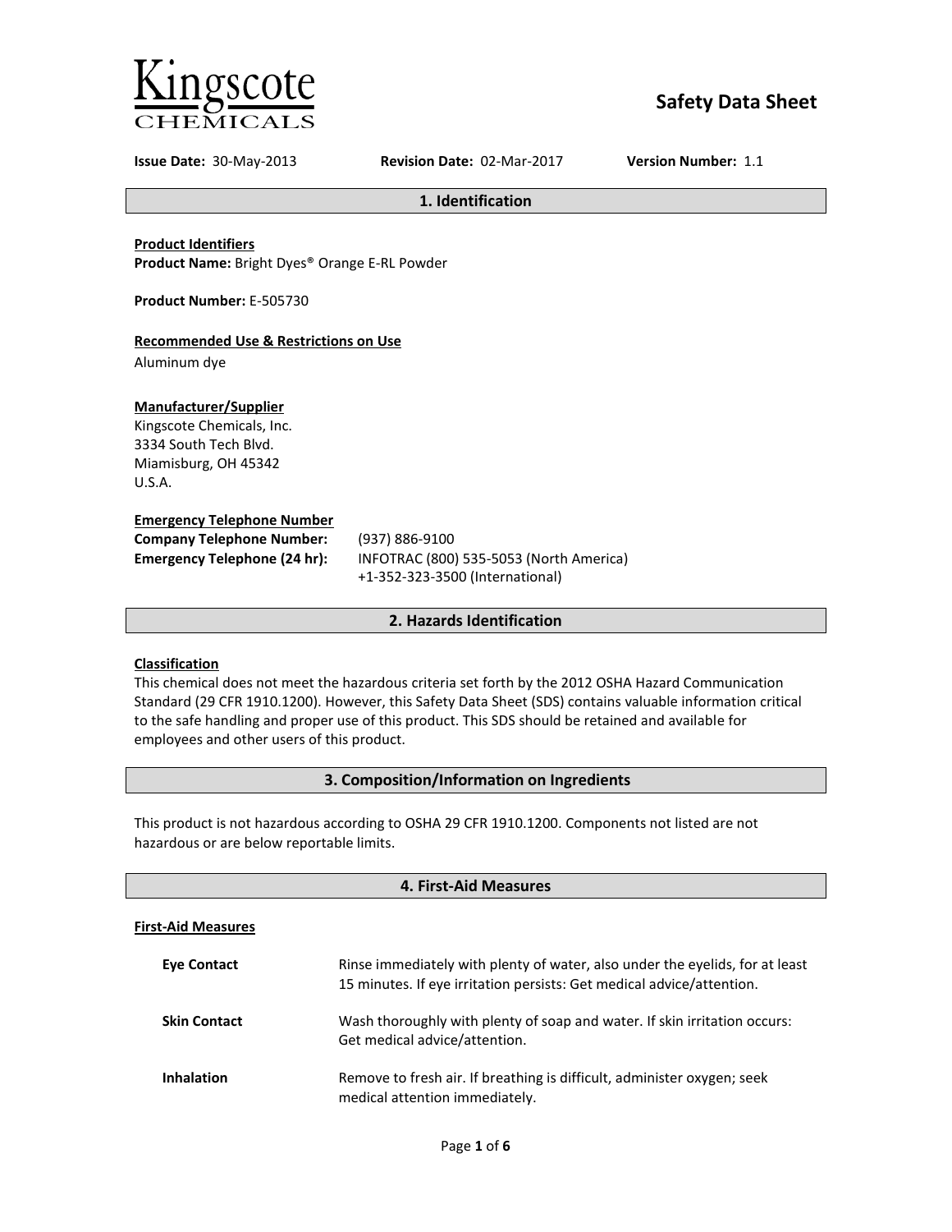Kingscote
CHEMICALS

# Safety Data Sheet

**Issue Date:** 30-May-2013 **Revision Date:** 02-Mar-2017 **Version Number:** 1.1

## 1. Identification

**Product Identifiers**
**Product Name:** Bright Dyes® Orange E-RL Powder

**Product Number:** E-505730

**Recommended Use & Restrictions on Use**
Aluminum dye

**Manufacturer/Supplier**
Kingscote Chemicals, Inc.
3334 South Tech Blvd.
Miamisburg, OH 45342
U.S.A.

**Emergency Telephone Number**

| | |
|---|---|
| **Company Telephone Number:** | (937) 886-9100 |
| **Emergency Telephone (24 hr):** | INFOTRAC (800) 535-5053 (North America) +1-352-323-3500 (International) |

## 2. Hazards Identification

**Classification**
This chemical does not meet the hazardous criteria set forth by the 2012 OSHA Hazard Communication Standard (29 CFR 1910.1200). However, this Safety Data Sheet (SDS) contains valuable information critical to the safe handling and proper use of this product. This SDS should be retained and available for employees and other users of this product.

## 3. Composition/Information on Ingredients

This product is not hazardous according to OSHA 29 CFR 1910.1200. Components not listed are not hazardous or are below reportable limits.

## 4. First-Aid Measures

**First-Aid Measures**

| | |
|---|---|
| **Eye Contact** | Rinse immediately with plenty of water, also under the eyelids, for at least 15 minutes. If eye irritation persists: Get medical advice/attention. |
| **Skin Contact** | Wash thoroughly with plenty of soap and water. If skin irritation occurs: Get medical advice/attention. |
| **Inhalation** | Remove to fresh air. If breathing is difficult, administer oxygen; seek medical attention immediately. |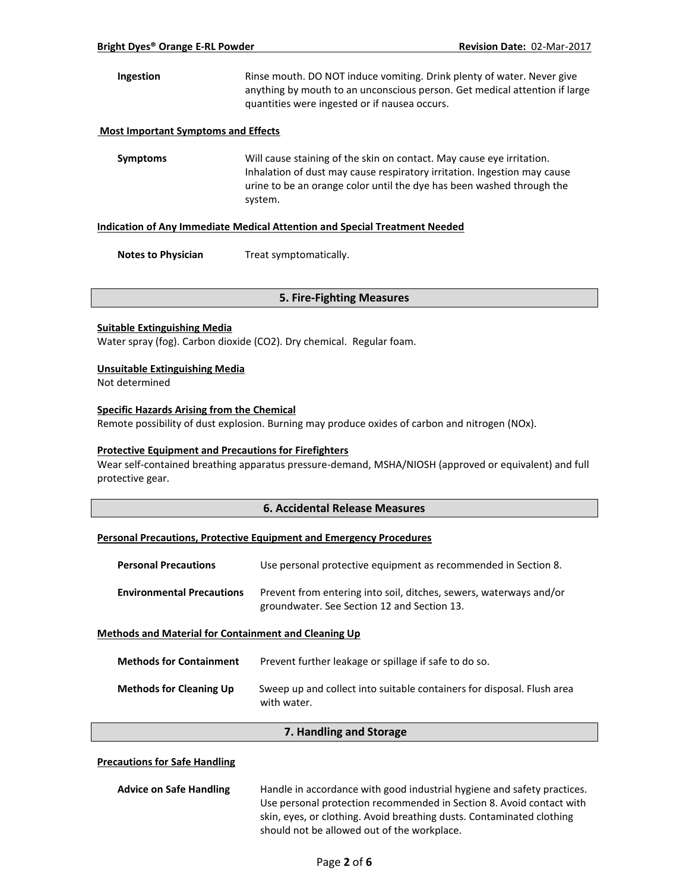**Ingestion** Rinse mouth. DO NOT induce vomiting. Drink plenty of water. Never give anything by mouth to an unconscious person. Get medical attention if large quantities were ingested or if nausea occurs.

**Most Important Symptoms and Effects**

**Symptoms** Will cause staining of the skin on contact. May cause eye irritation. Inhalation of dust may cause respiratory irritation. Ingestion may cause urine to be an orange color until the dye has been washed through the system.

**Indication of Any Immediate Medical Attention and Special Treatment Needed**

**Notes to Physician** Treat symptomatically.

## 5. Fire-Fighting Measures

**Suitable Extinguishing Media**

Water spray (fog). Carbon dioxide ($CO_2$). Dry chemical. Regular foam.

**Unsuitable Extinguishing Media**

Not determined

**Specific Hazards Arising from the Chemical**

Remote possibility of dust explosion. Burning may produce oxides of carbon and nitrogen (NOx).

**Protective Equipment and Precautions for Firefighters**

Wear self-contained breathing apparatus pressure-demand, MSHA/NIOSH (approved or equivalent) and full protective gear.

## 6. Accidental Release Measures

**Personal Precautions, Protective Equipment and Emergency Procedures**

**Personal Precautions** Use personal protective equipment as recommended in Section 8.

**Environmental Precautions** Prevent from entering into soil, ditches, sewers, waterways and/or groundwater. See Section 12 and Section 13.

**Methods and Material for Containment and Cleaning Up**

**Methods for Containment** Prevent further leakage or spillage if safe to do so.

**Methods for Cleaning Up** Sweep up and collect into suitable containers for disposal. Flush area with water.

## 7. Handling and Storage

**Precautions for Safe Handling**

**Advice on Safe Handling** Handle in accordance with good industrial hygiene and safety practices. Use personal protection recommended in Section 8. Avoid contact with skin, eyes, or clothing. Avoid breathing dusts. Contaminated clothing should not be allowed out of the workplace.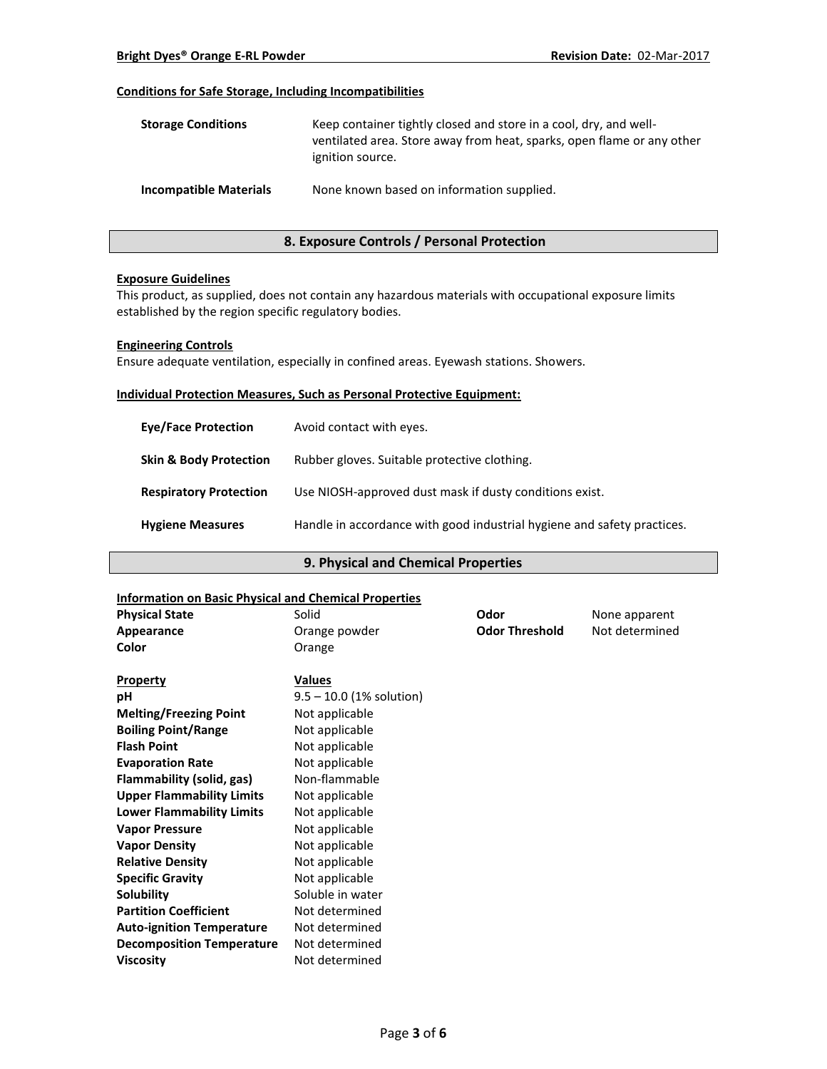**Conditions for Safe Storage, Including Incompatibilities**

| | |
|---|---|
| **Storage Conditions** | Keep container tightly closed and store in a cool, dry, and well-ventilated area. Store away from heat, sparks, open flame or any other ignition source. |
| **Incompatible Materials** | None known based on information supplied. |

## 8. Exposure Controls / Personal Protection

**Exposure Guidelines**

This product, as supplied, does not contain any hazardous materials with occupational exposure limits established by the region specific regulatory bodies.

**Engineering Controls**

Ensure adequate ventilation, especially in confined areas. Eyewash stations. Showers.

**Individual Protection Measures, Such as Personal Protective Equipment:**

| | |
|---|---|
| **Eye/Face Protection** | Avoid contact with eyes. |
| **Skin & Body Protection** | Rubber gloves. Suitable protective clothing. |
| **Respiratory Protection** | Use NIOSH-approved dust mask if dusty conditions exist. |
| **Hygiene Measures** | Handle in accordance with good industrial hygiene and safety practices. |

## 9. Physical and Chemical Properties

**Information on Basic Physical and Chemical Properties**

| | | | |
|---|---|---|---|
| **Physical State** | Solid | **Odor** | None apparent |
| **Appearance** | Orange powder | **Odor Threshold** | Not determined |
| **Color** | Orange | | |

| **Property** | **Values** |
|---|---|
| **pH** | 9.5 – 10.0 (1% solution) |
| **Melting/Freezing Point** | Not applicable |
| **Boiling Point/Range** | Not applicable |
| **Flash Point** | Not applicable |
| **Evaporation Rate** | Not applicable |
| **Flammability (solid, gas)** | Non-flammable |
| **Upper Flammability Limits** | Not applicable |
| **Lower Flammability Limits** | Not applicable |
| **Vapor Pressure** | Not applicable |
| **Vapor Density** | Not applicable |
| **Relative Density** | Not applicable |
| **Specific Gravity** | Not applicable |
| **Solubility** | Soluble in water |
| **Partition Coefficient** | Not determined |
| **Auto-ignition Temperature** | Not determined |
| **Decomposition Temperature** | Not determined |
| **Viscosity** | Not determined |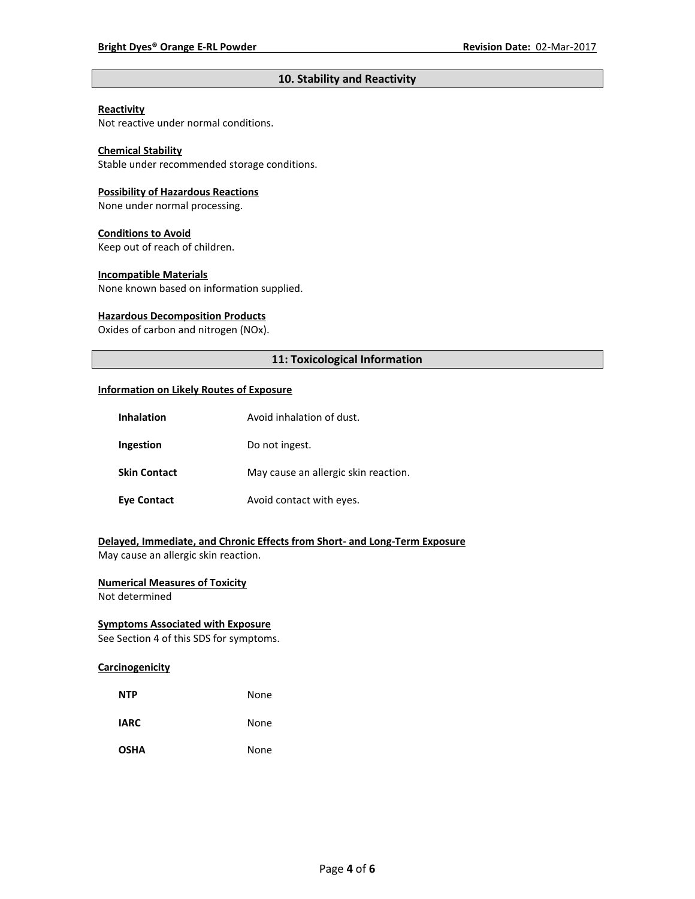## 10. Stability and Reactivity

**Reactivity**
Not reactive under normal conditions.

**Chemical Stability**
Stable under recommended storage conditions.

**Possibility of Hazardous Reactions**
None under normal processing.

**Conditions to Avoid**
Keep out of reach of children.

**Incompatible Materials**
None known based on information supplied.

**Hazardous Decomposition Products**
Oxides of carbon and nitrogen (NOx).

## 11: Toxicological Information

**Information on Likely Routes of Exposure**

| | |
|---|---|
| **Inhalation** | Avoid inhalation of dust. |
| **Ingestion** | Do not ingest. |
| **Skin Contact** | May cause an allergic skin reaction. |
| **Eye Contact** | Avoid contact with eyes. |

**Delayed, Immediate, and Chronic Effects from Short- and Long-Term Exposure**
May cause an allergic skin reaction.

**Numerical Measures of Toxicity**
Not determined

**Symptoms Associated with Exposure**
See Section 4 of this SDS for symptoms.

**Carcinogenicity**

| | |
|---|---|
| **NTP** | None |
| **IARC** | None |
| **OSHA** | None |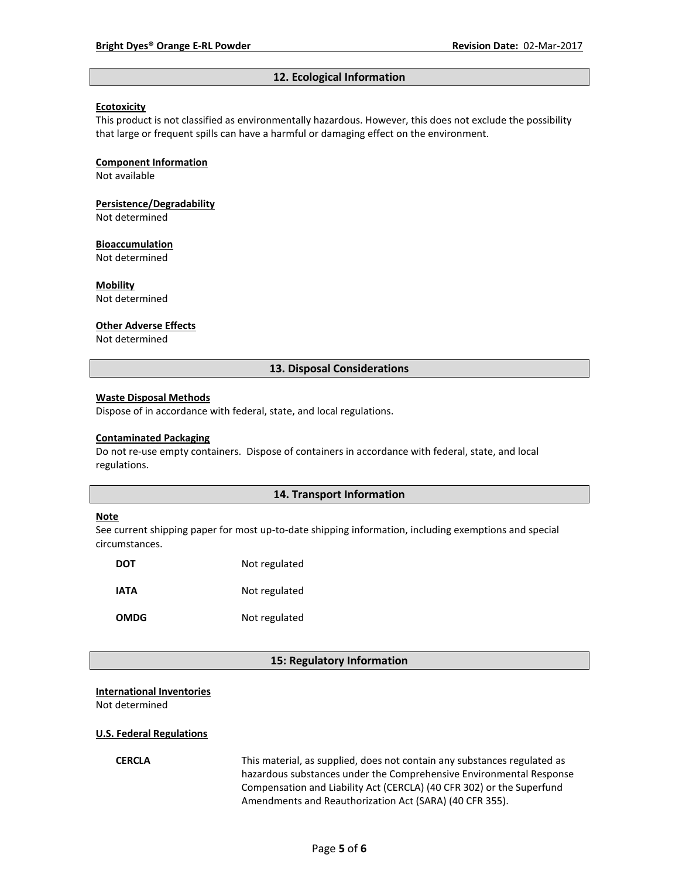## 12. Ecological Information

**Ecotoxicity**
This product is not classified as environmentally hazardous. However, this does not exclude the possibility that large or frequent spills can have a harmful or damaging effect on the environment.

**Component Information**
Not available

**Persistence/Degradability**
Not determined

**Bioaccumulation**
Not determined

**Mobility**
Not determined

**Other Adverse Effects**
Not determined

## 13. Disposal Considerations

**Waste Disposal Methods**
Dispose of in accordance with federal, state, and local regulations.

**Contaminated Packaging**
Do not re-use empty containers. Dispose of containers in accordance with federal, state, and local regulations.

## 14. Transport Information

**Note**
See current shipping paper for most up-to-date shipping information, including exemptions and special circumstances.

| | |
|---|---|
| **DOT** | Not regulated |
| **IATA** | Not regulated |
| **OMDG** | Not regulated |

## 15: Regulatory Information

**International Inventories**
Not determined

**U.S. Federal Regulations**

| | |
|---|---|
| **CERCLA** | This material, as supplied, does not contain any substances regulated as hazardous substances under the Comprehensive Environmental Response Compensation and Liability Act (CERCLA) (40 CFR 302) or the Superfund Amendments and Reauthorization Act (SARA) (40 CFR 355). |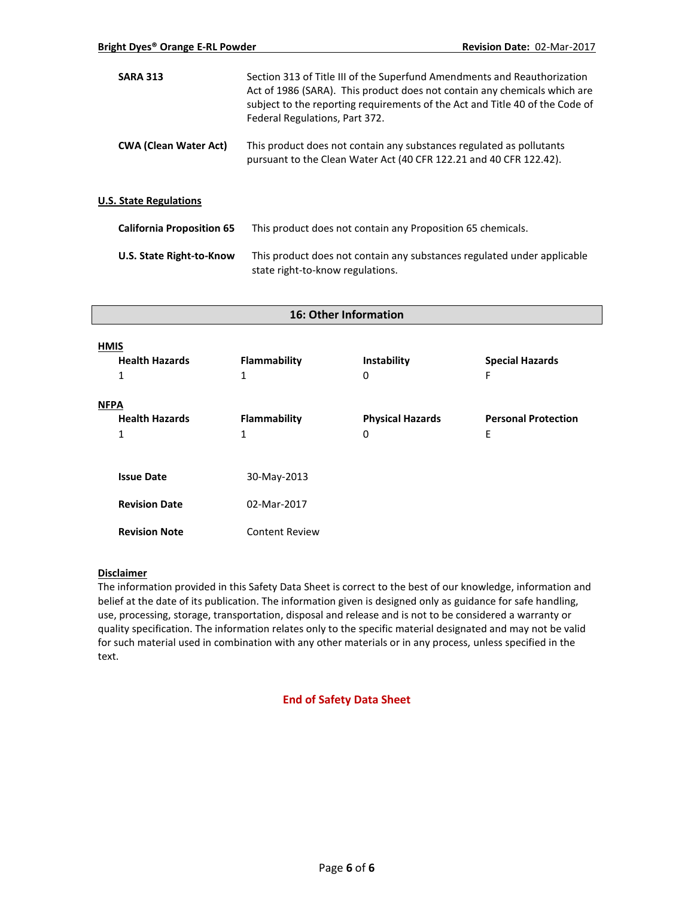| | |
|---|---|
| **SARA 313** | Section 313 of Title III of the Superfund Amendments and Reauthorization Act of 1986 (SARA). This product does not contain any chemicals which are subject to the reporting requirements of the Act and Title 40 of the Code of Federal Regulations, Part 372. |
| **CWA (Clean Water Act)** | This product does not contain any substances regulated as pollutants pursuant to the Clean Water Act (40 CFR 122.21 and 40 CFR 122.42). |

**U.S. State Regulations**

| | |
|---|---|
| **California Proposition 65** | This product does not contain any Proposition 65 chemicals. |
| **U.S. State Right-to-Know** | This product does not contain any substances regulated under applicable state right-to-know regulations. |

## 16: Other Information

**HMIS**

| Health Hazards | Flammability | Instability | Special Hazards |
|---|---|---|---|
| 1 | 1 | 0 | F |

**NFPA**

| Health Hazards | Flammability | Physical Hazards | Personal Protection |
|---|---|---|---|
| 1 | 1 | 0 | E |

| | |
|---|---|
| **Issue Date** | 30-May-2013 |
| **Revision Date** | 02-Mar-2017 |
| **Revision Note** | Content Review |

**Disclaimer**

The information provided in this Safety Data Sheet is correct to the best of our knowledge, information and belief at the date of its publication. The information given is designed only as guidance for safe handling, use, processing, storage, transportation, disposal and release and is not to be considered a warranty or quality specification. The information relates only to the specific material designated and may not be valid for such material used in combination with any other materials or in any process, unless specified in the text.

**End of Safety Data Sheet**